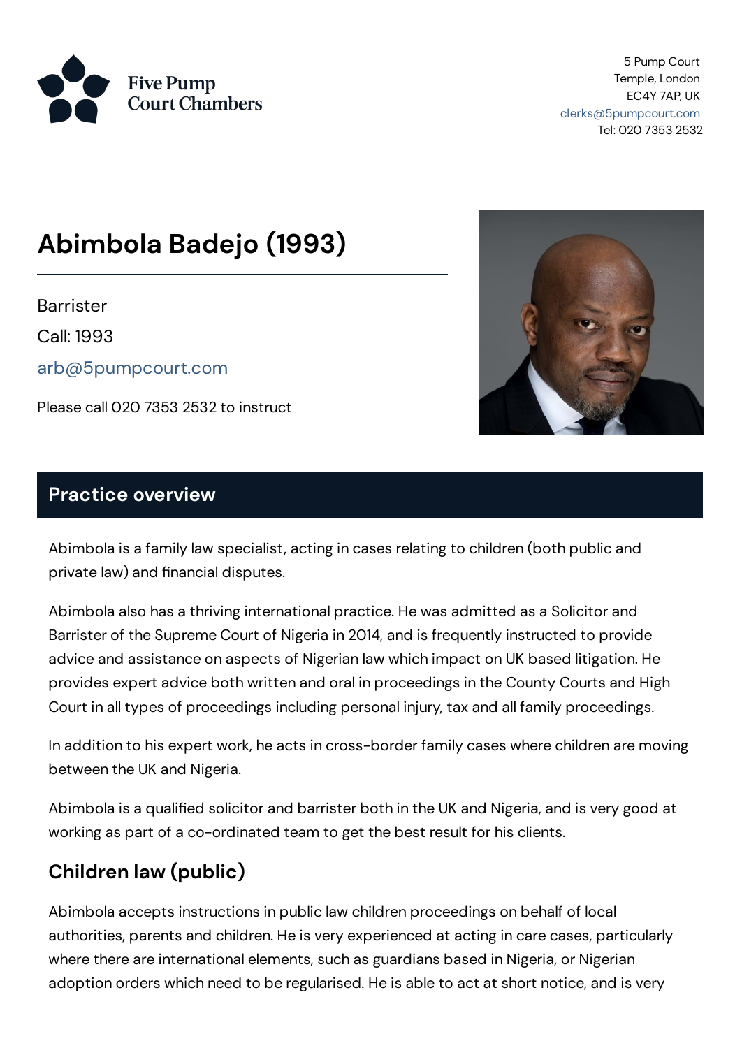Five Pump Court Chambers

5 Pump Court
Temple, London
EC4Y 7AP, UK
clerks@5pumpcourt.com
Tel: 020 7353 2532

# Abimbola Badejo (1993)

Barrister

Call: 1993

arb@5pumpcourt.com

Please call 020 7353 2532 to instruct

## Practice overview

Abimbola is a family law specialist, acting in cases relating to children (both public and private law) and financial disputes.

Abimbola also has a thriving international practice. He was admitted as a Solicitor and Barrister of the Supreme Court of Nigeria in 2014, and is frequently instructed to provide advice and assistance on aspects of Nigerian law which impact on UK based litigation. He provides expert advice both written and oral in proceedings in the County Courts and High Court in all types of proceedings including personal injury, tax and all family proceedings.

In addition to his expert work, he acts in cross-border family cases where children are moving between the UK and Nigeria.

Abimbola is a qualified solicitor and barrister both in the UK and Nigeria, and is very good at working as part of a co-ordinated team to get the best result for his clients.

### Children law (public)

Abimbola accepts instructions in public law children proceedings on behalf of local authorities, parents and children. He is very experienced at acting in care cases, particularly where there are international elements, such as guardians based in Nigeria, or Nigerian adoption orders which need to be regularised. He is able to act at short notice, and is very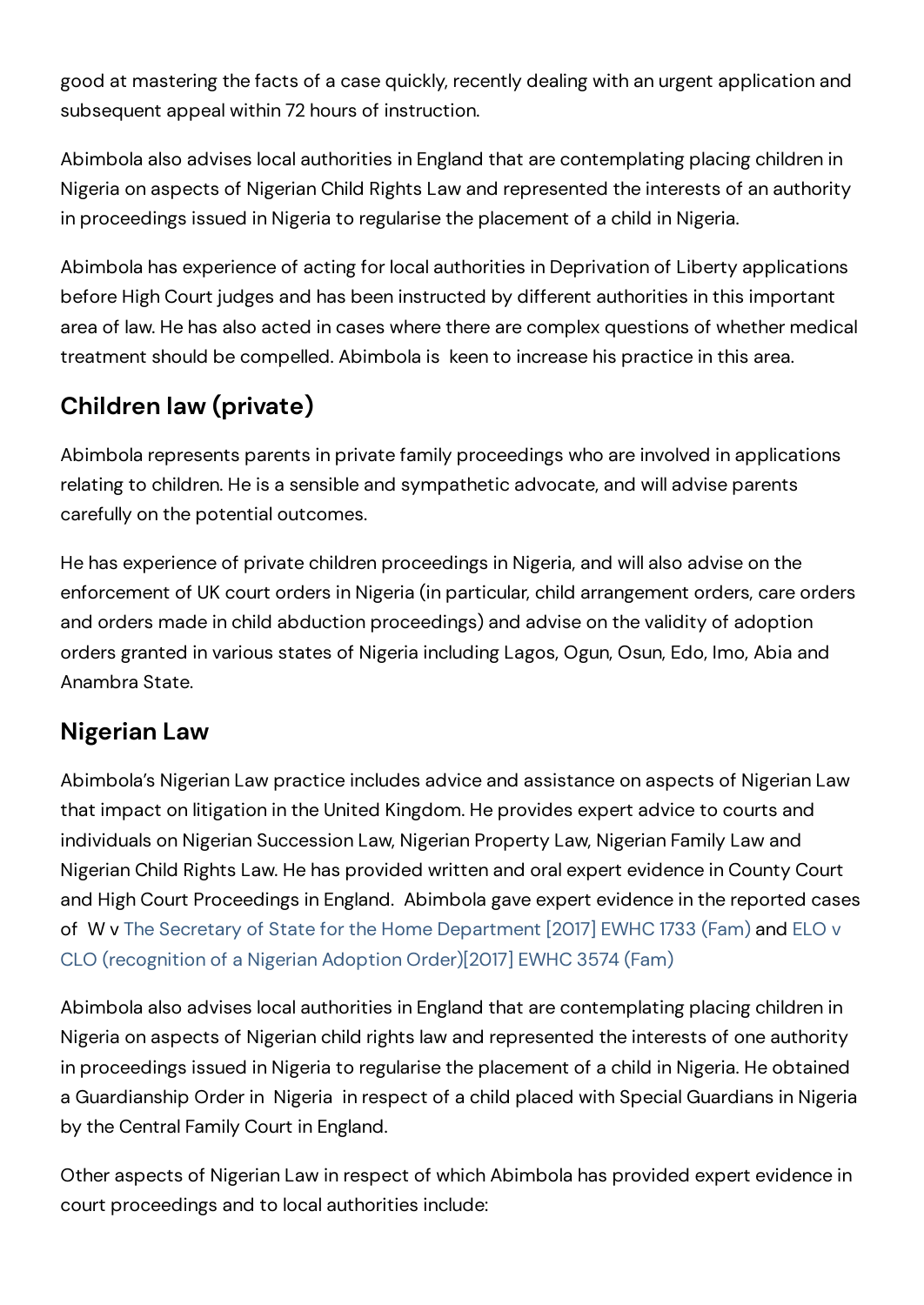good at mastering the facts of a case quickly, recently dealing with an urgent application and subsequent appeal within 72 hours of instruction.

Abimbola also advises local authorities in England that are contemplating placing children in Nigeria on aspects of Nigerian Child Rights Law and represented the interests of an authority in proceedings issued in Nigeria to regularise the placement of a child in Nigeria.

Abimbola has experience of acting for local authorities in Deprivation of Liberty applications before High Court judges and has been instructed by different authorities in this important area of law. He has also acted in cases where there are complex questions of whether medical treatment should be compelled. Abimbola is keen to increase his practice in this area.

## Children law (private)

Abimbola represents parents in private family proceedings who are involved in applications relating to children. He is a sensible and sympathetic advocate, and will advise parents carefully on the potential outcomes.

He has experience of private children proceedings in Nigeria, and will also advise on the enforcement of UK court orders in Nigeria (in particular, child arrangement orders, care orders and orders made in child abduction proceedings) and advise on the validity of adoption orders granted in various states of Nigeria including Lagos, Ogun, Osun, Edo, Imo, Abia and Anambra State.

## Nigerian Law

Abimbola's Nigerian Law practice includes advice and assistance on aspects of Nigerian Law that impact on litigation in the United Kingdom. He provides expert advice to courts and individuals on Nigerian Succession Law, Nigerian Property Law, Nigerian Family Law and Nigerian Child Rights Law. He has provided written and oral expert evidence in County Court and High Court Proceedings in England. Abimbola gave expert evidence in the reported cases of W v The Secretary of State for the Home Department [2017] EWHC 1733 (Fam) and ELO v CLO (recognition of a Nigerian Adoption Order)[2017] EWHC 3574 (Fam)

Abimbola also advises local authorities in England that are contemplating placing children in Nigeria on aspects of Nigerian child rights law and represented the interests of one authority in proceedings issued in Nigeria to regularise the placement of a child in Nigeria. He obtained a Guardianship Order in Nigeria in respect of a child placed with Special Guardians in Nigeria by the Central Family Court in England.

Other aspects of Nigerian Law in respect of which Abimbola has provided expert evidence in court proceedings and to local authorities include: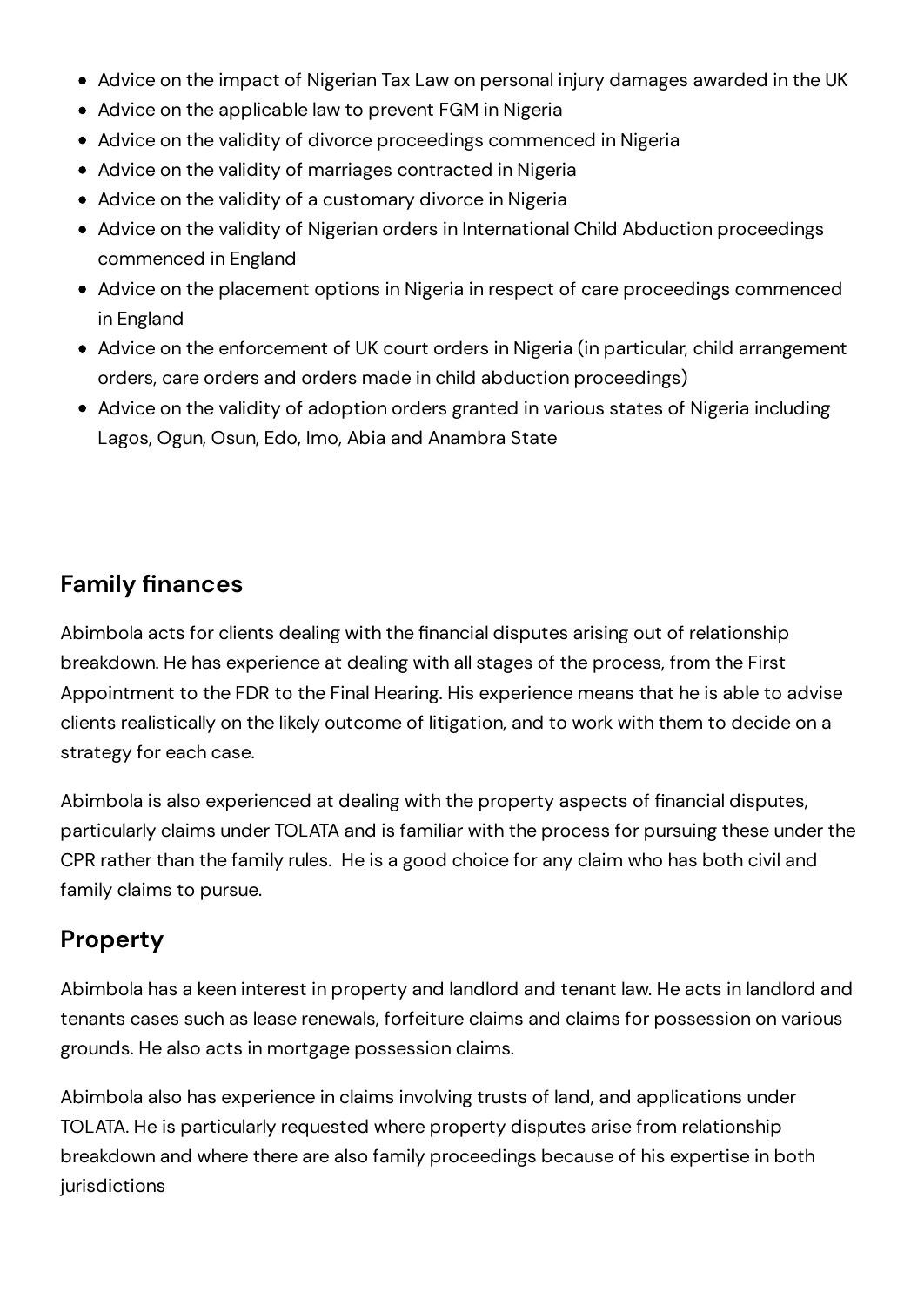- Advice on the impact of Nigerian Tax Law on personal injury damages awarded in the UK
- Advice on the applicable law to prevent FGM in Nigeria
- Advice on the validity of divorce proceedings commenced in Nigeria
- Advice on the validity of marriages contracted in Nigeria
- Advice on the validity of a customary divorce in Nigeria
- Advice on the validity of Nigerian orders in International Child Abduction proceedings commenced in England
- Advice on the placement options in Nigeria in respect of care proceedings commenced in England
- Advice on the enforcement of UK court orders in Nigeria (in particular, child arrangement orders, care orders and orders made in child abduction proceedings)
- Advice on the validity of adoption orders granted in various states of Nigeria including Lagos, Ogun, Osun, Edo, Imo, Abia and Anambra State

## Family finances

Abimbola acts for clients dealing with the financial disputes arising out of relationship breakdown. He has experience at dealing with all stages of the process, from the First Appointment to the FDR to the Final Hearing. His experience means that he is able to advise clients realistically on the likely outcome of litigation, and to work with them to decide on a strategy for each case.

Abimbola is also experienced at dealing with the property aspects of financial disputes, particularly claims under TOLATA and is familiar with the process for pursuing these under the CPR rather than the family rules. He is a good choice for any claim who has both civil and family claims to pursue.

## Property

Abimbola has a keen interest in property and landlord and tenant law. He acts in landlord and tenants cases such as lease renewals, forfeiture claims and claims for possession on various grounds. He also acts in mortgage possession claims.

Abimbola also has experience in claims involving trusts of land, and applications under TOLATA. He is particularly requested where property disputes arise from relationship breakdown and where there are also family proceedings because of his expertise in both jurisdictions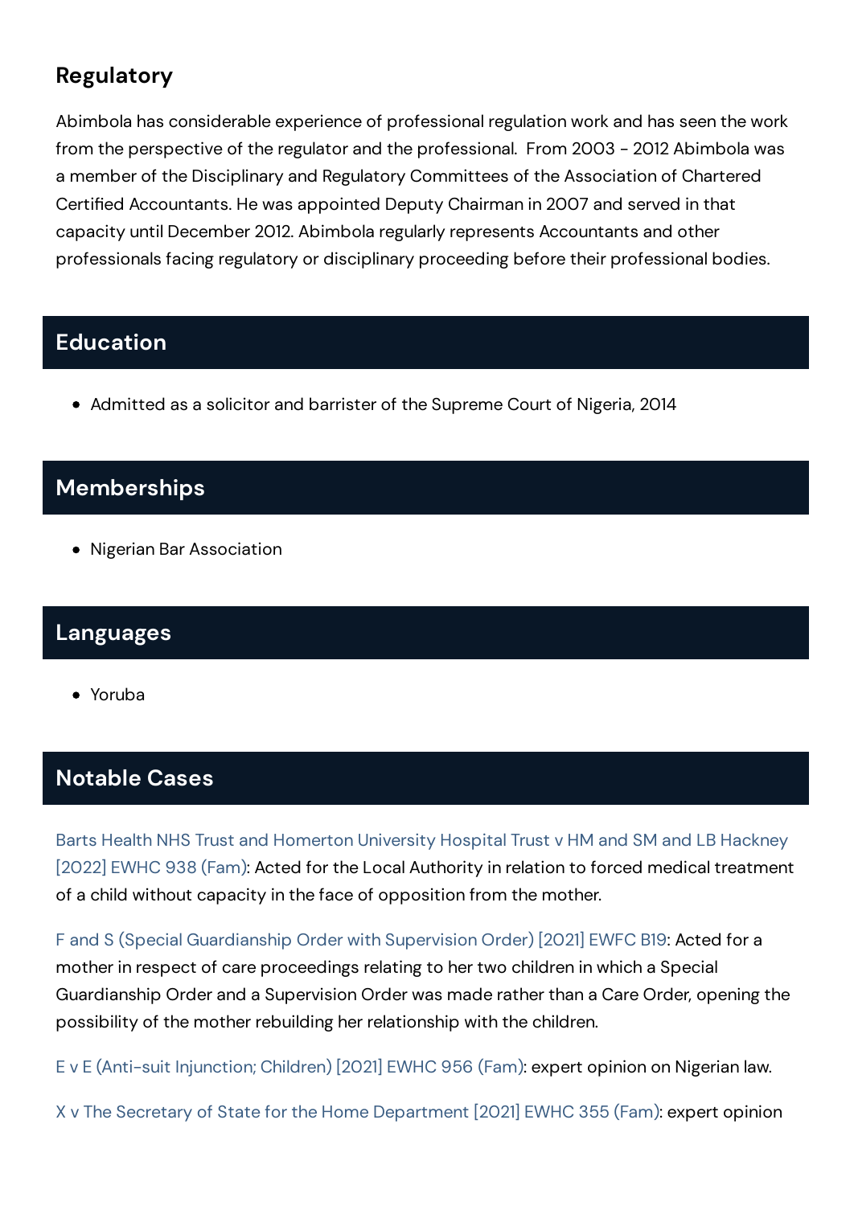## Regulatory

Abimbola has considerable experience of professional regulation work and has seen the work from the perspective of the regulator and the professional. From 2003 - 2012 Abimbola was a member of the Disciplinary and Regulatory Committees of the Association of Chartered Certified Accountants. He was appointed Deputy Chairman in 2007 and served in that capacity until December 2012. Abimbola regularly represents Accountants and other professionals facing regulatory or disciplinary proceeding before their professional bodies.

## Education

- Admitted as a solicitor and barrister of the Supreme Court of Nigeria, 2014

## Memberships

- Nigerian Bar Association

## Languages

- Yoruba

## Notable Cases

Barts Health NHS Trust and Homerton University Hospital Trust v HM and SM and LB Hackney [2022] EWHC 938 (Fam): Acted for the Local Authority in relation to forced medical treatment of a child without capacity in the face of opposition from the mother.

F and S (Special Guardianship Order with Supervision Order) [2021] EWFC B19: Acted for a mother in respect of care proceedings relating to her two children in which a Special Guardianship Order and a Supervision Order was made rather than a Care Order, opening the possibility of the mother rebuilding her relationship with the children.

E v E (Anti-suit Injunction; Children) [2021] EWHC 956 (Fam): expert opinion on Nigerian law.

X v The Secretary of State for the Home Department [2021] EWHC 355 (Fam): expert opinion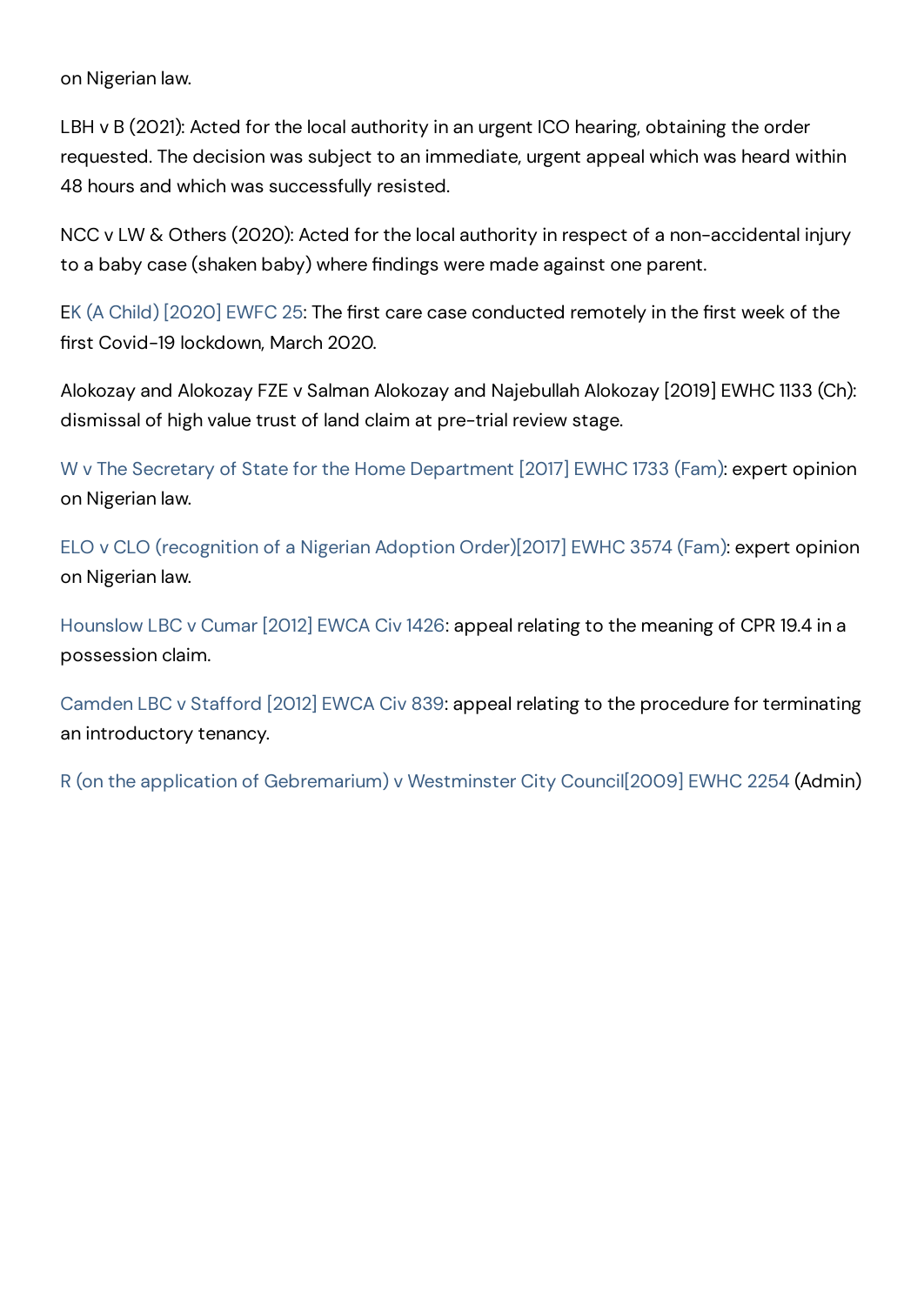on Nigerian law.

LBH v B (2021): Acted for the local authority in an urgent ICO hearing, obtaining the order requested. The decision was subject to an immediate, urgent appeal which was heard within 48 hours and which was successfully resisted.

NCC v LW & Others (2020): Acted for the local authority in respect of a non-accidental injury to a baby case (shaken baby) where findings were made against one parent.

EK (A Child) [2020] EWFC 25: The first care case conducted remotely in the first week of the first Covid-19 lockdown, March 2020.

Alokozay and Alokozay FZE v Salman Alokozay and Najebullah Alokozay [2019] EWHC 1133 (Ch): dismissal of high value trust of land claim at pre-trial review stage.

W v The Secretary of State for the Home Department [2017] EWHC 1733 (Fam): expert opinion on Nigerian law.

ELO v CLO (recognition of a Nigerian Adoption Order)[2017] EWHC 3574 (Fam): expert opinion on Nigerian law.

Hounslow LBC v Cumar [2012] EWCA Civ 1426: appeal relating to the meaning of CPR 19.4 in a possession claim.

Camden LBC v Stafford [2012] EWCA Civ 839: appeal relating to the procedure for terminating an introductory tenancy.

R (on the application of Gebremarium) v Westminster City Council[2009] EWHC 2254 (Admin)